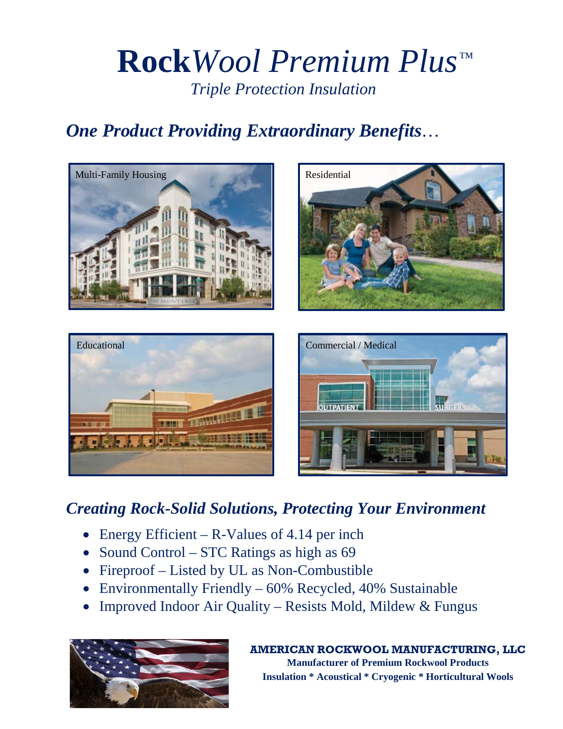# **Rock***Wool Premium Plus*™

*Triple Protection Insulation*

## ***One Product Providing Extraordinary Benefits…***

Multi-Family Housing

Residential

Educational

Commercial / Medical

## ***Creating Rock-Solid Solutions, Protecting Your Environment***

- Energy Efficient – R-Values of 4.14 per inch
- Sound Control – STC Ratings as high as 69
- Fireproof – Listed by UL as Non-Combustible
- Environmentally Friendly – 60% Recycled, 40% Sustainable
- Improved Indoor Air Quality – Resists Mold, Mildew & Fungus

**AMERICAN ROCKWOOL MANUFACTURING, LLC**

**Manufacturer of Premium Rockwool Products**

**Insulation * Acoustical * Cryogenic * Horticultural Wools**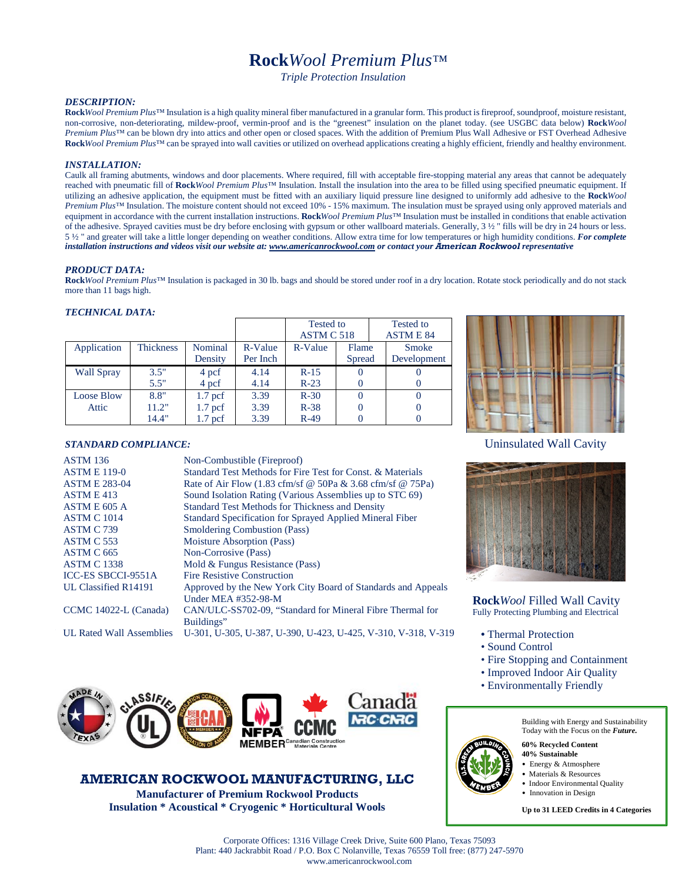# **Rock***Wool Premium Plus™*

*Triple Protection Insulation*

### *DESCRIPTION:*

**Rock***Wool Premium Plus™* Insulation is a high quality mineral fiber manufactured in a granular form. This product is fireproof, soundproof, moisture resistant, non-corrosive, non-deteriorating, mildew-proof, vermin-proof and is the "greenest" insulation on the planet today. (see USGBC data below) **Rock***Wool Premium Plus™* can be blown dry into attics and other open or closed spaces. With the addition of Premium Plus Wall Adhesive or FST Overhead Adhesive **Rock***Wool Premium Plus™* can be sprayed into wall cavities or utilized on overhead applications creating a highly efficient, friendly and healthy environment.

### *INSTALLATION:*

Caulk all framing abutments, windows and door placements. Where required, fill with acceptable fire-stopping material any areas that cannot be adequately reached with pneumatic fill of **Rock***Wool Premium Plus™* Insulation. Install the insulation into the area to be filled using specified pneumatic equipment. If utilizing an adhesive application, the equipment must be fitted with an auxiliary liquid pressure line designed to uniformly add adhesive to the **Rock***Wool Premium Plus™* Insulation. The moisture content should not exceed 10% - 15% maximum. The insulation must be sprayed using only approved materials and equipment in accordance with the current installation instructions. **Rock***Wool Premium Plus™* Insulation must be installed in conditions that enable activation of the adhesive. Sprayed cavities must be dry before enclosing with gypsum or other wallboard materials. Generally, 3 ½ " fills will be dry in 24 hours or less. 5 ½ " and greater will take a little longer depending on weather conditions. Allow extra time for low temperatures or high humidity conditions. ***For complete installation instructions and videos visit our website at: www.americanrockwool.com or contact your American Rockwool representative***

### *PRODUCT DATA:*

**Rock***Wool Premium Plus™* Insulation is packaged in 30 lb. bags and should be stored under roof in a dry location. Rotate stock periodically and do not stack more than 11 bags high.

### *TECHNICAL DATA:*

| | | | | Tested to ASTM C 518 | | Tested to ASTM E 84 |
|---|---|---|---|---|---|---|
| Application | Thickness | Nominal Density | R-Value Per Inch | R-Value | Flame Spread | Smoke Development |
| Wall Spray | 3.5" | 4 pcf | 4.14 | R-15 | 0 | 0 |
| | 5.5" | 4 pcf | 4.14 | R-23 | 0 | 0 |
| Loose Blow Attic | 8.8" | 1.7 pcf | 3.39 | R-30 | 0 | 0 |
| | 11.2" | 1.7 pcf | 3.39 | R-38 | 0 | 0 |
| | 14.4" | 1.7 pcf | 3.39 | R-49 | 0 | 0 |

Uninsulated Wall Cavity

**Rock***Wool* Filled Wall Cavity
Fully Protecting Plumbing and Electrical

### *STANDARD COMPLIANCE:*

| | |
|---|---|
| ASTM 136 | Non-Combustible (Fireproof) |
| ASTM E 119-0 | Standard Test Methods for Fire Test for Const. & Materials |
| ASTM E 283-04 | Rate of Air Flow (1.83 cfm/sf @ 50Pa & 3.68 cfm/sf @ 75Pa) |
| ASTM E 413 | Sound Isolation Rating (Various Assemblies up to STC 69) |
| ASTM E 605 A | Standard Test Methods for Thickness and Density |
| ASTM C 1014 | Standard Specification for Sprayed Applied Mineral Fiber |
| ASTM C 739 | Smoldering Combustion (Pass) |
| ASTM C 553 | Moisture Absorption (Pass) |
| ASTM C 665 | Non-Corrosive (Pass) |
| ASTM C 1338 | Mold & Fungus Resistance (Pass) |
| ICC-ES SBCCI-9551A | Fire Resistive Construction |
| UL Classified R14191 | Approved by the New York City Board of Standards and Appeals Under MEA #352-98-M |
| CCMC 14022-L (Canada) | CAN/ULC-SS702-09, "Standard for Mineral Fibre Thermal for Buildings" |
| UL Rated Wall Assemblies | U-301, U-305, U-387, U-390, U-423, U-425, V-310, V-318, V-319 |

- Thermal Protection
- Sound Control
- Fire Stopping and Containment
- Improved Indoor Air Quality
- Environmentally Friendly

Building with Energy and Sustainability Today with the Focus on the ***Future.***

**60% Recycled Content**
**40% Sustainable**

- Energy & Atmosphere
- Materials & Resources
- Indoor Environmental Quality
- Innovation in Design

**Up to 31 LEED Credits in 4 Categories**

## **AMERICAN ROCKWOOL MANUFACTURING, LLC**

**Manufacturer of Premium Rockwool Products**
**Insulation * Acoustical * Cryogenic * Horticultural Wools**

Corporate Offices: 1316 Village Creek Drive, Suite 600 Plano, Texas 75093
Plant: 440 Jackrabbit Road / P.O. Box C Nolanville, Texas 76559 Toll free: (877) 247-5970
www.americanrockwool.com